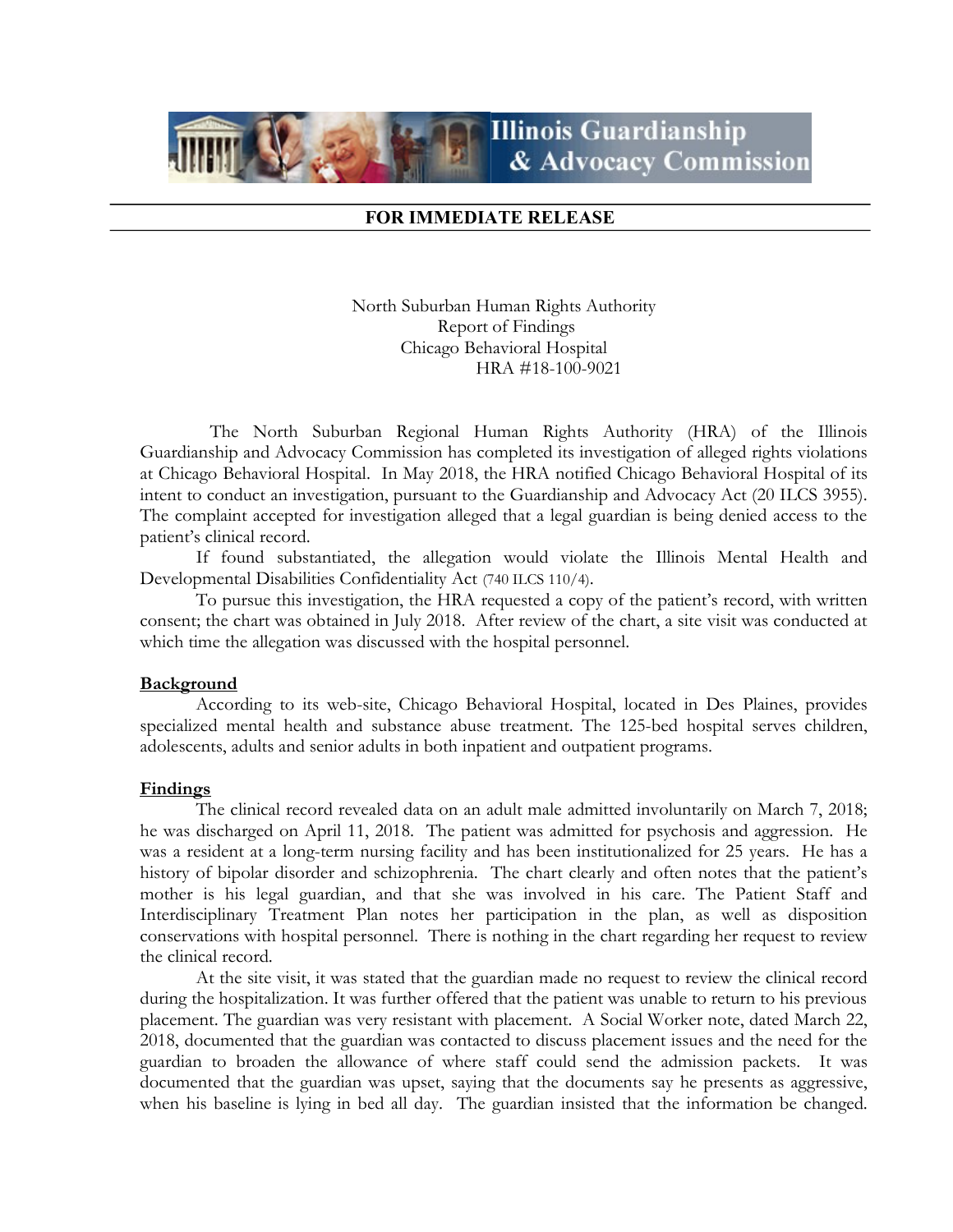Illinois Guardianship & Advocacy Commission

**FOR IMMEDIATE RELEASE**

North Suburban Human Rights Authority
Report of Findings
Chicago Behavioral Hospital
HRA #18-100-9021

The North Suburban Regional Human Rights Authority (HRA) of the Illinois Guardianship and Advocacy Commission has completed its investigation of alleged rights violations at Chicago Behavioral Hospital. In May 2018, the HRA notified Chicago Behavioral Hospital of its intent to conduct an investigation, pursuant to the Guardianship and Advocacy Act (20 ILCS 3955). The complaint accepted for investigation alleged that a legal guardian is being denied access to the patient's clinical record.

If found substantiated, the allegation would violate the Illinois Mental Health and Developmental Disabilities Confidentiality Act (740 ILCS 110/4).

To pursue this investigation, the HRA requested a copy of the patient's record, with written consent; the chart was obtained in July 2018. After review of the chart, a site visit was conducted at which time the allegation was discussed with the hospital personnel.

**Background**

According to its web-site, Chicago Behavioral Hospital, located in Des Plaines, provides specialized mental health and substance abuse treatment. The 125-bed hospital serves children, adolescents, adults and senior adults in both inpatient and outpatient programs.

**Findings**

The clinical record revealed data on an adult male admitted involuntarily on March 7, 2018; he was discharged on April 11, 2018. The patient was admitted for psychosis and aggression. He was a resident at a long-term nursing facility and has been institutionalized for 25 years. He has a history of bipolar disorder and schizophrenia. The chart clearly and often notes that the patient's mother is his legal guardian, and that she was involved in his care. The Patient Staff and Interdisciplinary Treatment Plan notes her participation in the plan, as well as disposition conservations with hospital personnel. There is nothing in the chart regarding her request to review the clinical record.

At the site visit, it was stated that the guardian made no request to review the clinical record during the hospitalization. It was further offered that the patient was unable to return to his previous placement. The guardian was very resistant with placement. A Social Worker note, dated March 22, 2018, documented that the guardian was contacted to discuss placement issues and the need for the guardian to broaden the allowance of where staff could send the admission packets. It was documented that the guardian was upset, saying that the documents say he presents as aggressive, when his baseline is lying in bed all day. The guardian insisted that the information be changed.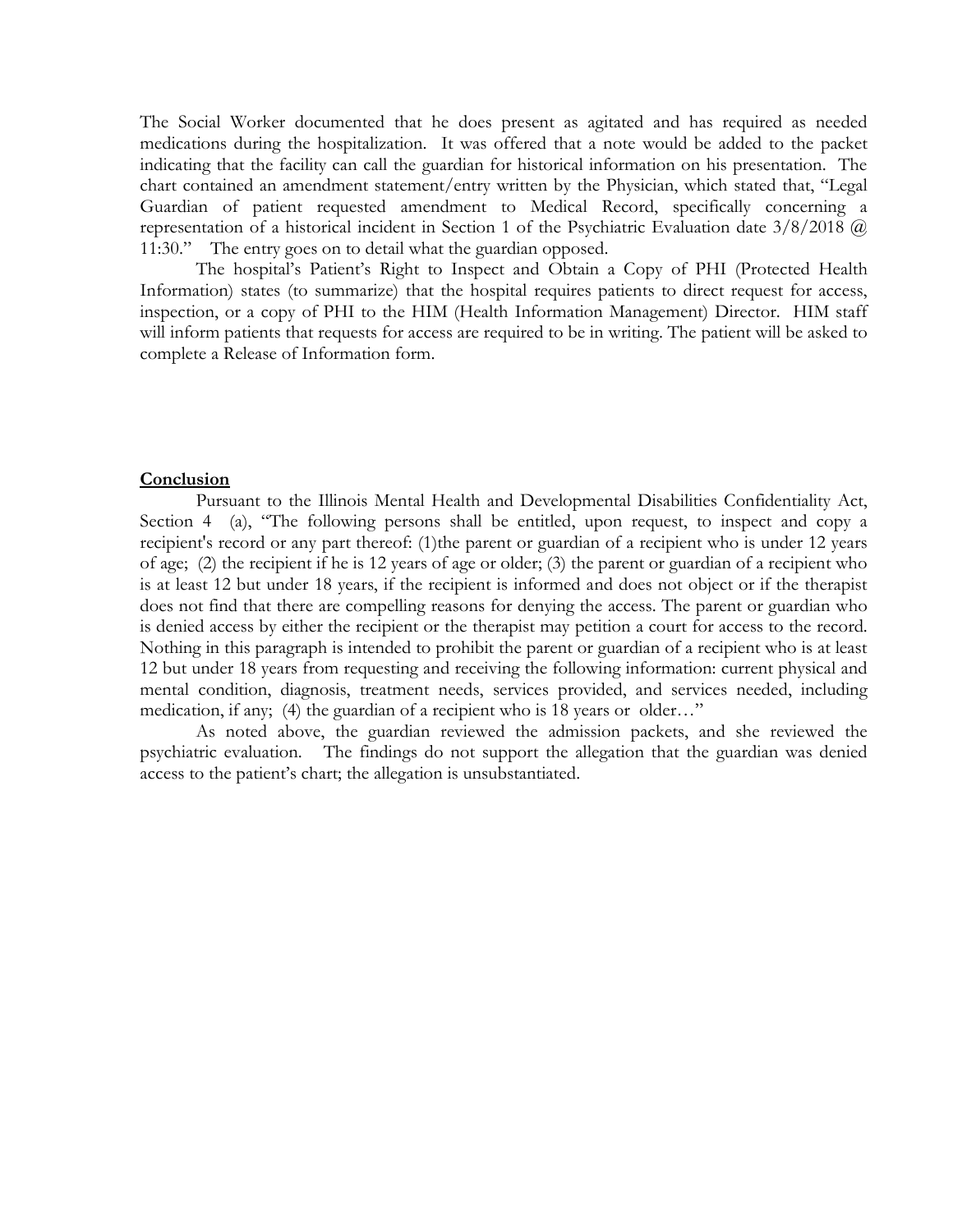The Social Worker documented that he does present as agitated and has required as needed medications during the hospitalization. It was offered that a note would be added to the packet indicating that the facility can call the guardian for historical information on his presentation. The chart contained an amendment statement/entry written by the Physician, which stated that, "Legal Guardian of patient requested amendment to Medical Record, specifically concerning a representation of a historical incident in Section 1 of the Psychiatric Evaluation date 3/8/2018 @ 11:30." The entry goes on to detail what the guardian opposed.

The hospital's Patient's Right to Inspect and Obtain a Copy of PHI (Protected Health Information) states (to summarize) that the hospital requires patients to direct request for access, inspection, or a copy of PHI to the HIM (Health Information Management) Director. HIM staff will inform patients that requests for access are required to be in writing. The patient will be asked to complete a Release of Information form.

**Conclusion**

Pursuant to the Illinois Mental Health and Developmental Disabilities Confidentiality Act, Section 4 (a), "The following persons shall be entitled, upon request, to inspect and copy a recipient's record or any part thereof: (1)the parent or guardian of a recipient who is under 12 years of age; (2) the recipient if he is 12 years of age or older; (3) the parent or guardian of a recipient who is at least 12 but under 18 years, if the recipient is informed and does not object or if the therapist does not find that there are compelling reasons for denying the access. The parent or guardian who is denied access by either the recipient or the therapist may petition a court for access to the record. Nothing in this paragraph is intended to prohibit the parent or guardian of a recipient who is at least 12 but under 18 years from requesting and receiving the following information: current physical and mental condition, diagnosis, treatment needs, services provided, and services needed, including medication, if any; (4) the guardian of a recipient who is 18 years or older…"

As noted above, the guardian reviewed the admission packets, and she reviewed the psychiatric evaluation. The findings do not support the allegation that the guardian was denied access to the patient's chart; the allegation is unsubstantiated.